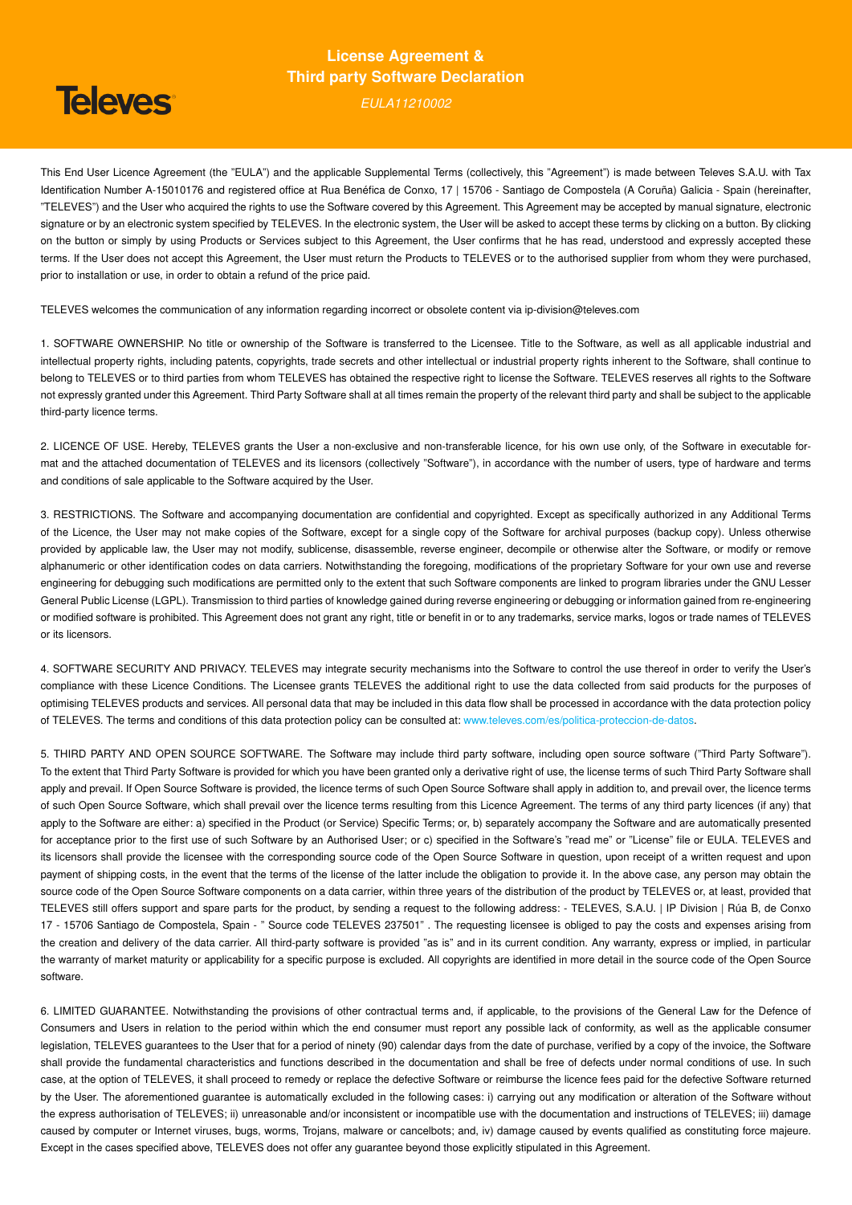# License Agreement & Third party Software Declaration

*EULA11210002*

This End User Licence Agreement (the "EULA") and the applicable Supplemental Terms (collectively, this "Agreement") is made between Televes S.A.U. with Tax Identification Number A-15010176 and registered office at Rua Benéfica de Conxo, 17 | 15706 - Santiago de Compostela (A Coruña) Galicia - Spain (hereinafter, "TELEVES") and the User who acquired the rights to use the Software covered by this Agreement. This Agreement may be accepted by manual signature, electronic signature or by an electronic system specified by TELEVES. In the electronic system, the User will be asked to accept these terms by clicking on a button. By clicking on the button or simply by using Products or Services subject to this Agreement, the User confirms that he has read, understood and expressly accepted these terms. If the User does not accept this Agreement, the User must return the Products to TELEVES or to the authorised supplier from whom they were purchased, prior to installation or use, in order to obtain a refund of the price paid.

TELEVES welcomes the communication of any information regarding incorrect or obsolete content via ip-division@televes.com

1. SOFTWARE OWNERSHIP. No title or ownership of the Software is transferred to the Licensee. Title to the Software, as well as all applicable industrial and intellectual property rights, including patents, copyrights, trade secrets and other intellectual or industrial property rights inherent to the Software, shall continue to belong to TELEVES or to third parties from whom TELEVES has obtained the respective right to license the Software. TELEVES reserves all rights to the Software not expressly granted under this Agreement. Third Party Software shall at all times remain the property of the relevant third party and shall be subject to the applicable third-party licence terms.

2. LICENCE OF USE. Hereby, TELEVES grants the User a non-exclusive and non-transferable licence, for his own use only, of the Software in executable format and the attached documentation of TELEVES and its licensors (collectively "Software"), in accordance with the number of users, type of hardware and terms and conditions of sale applicable to the Software acquired by the User.

3. RESTRICTIONS. The Software and accompanying documentation are confidential and copyrighted. Except as specifically authorized in any Additional Terms of the Licence, the User may not make copies of the Software, except for a single copy of the Software for archival purposes (backup copy). Unless otherwise provided by applicable law, the User may not modify, sublicense, disassemble, reverse engineer, decompile or otherwise alter the Software, or modify or remove alphanumeric or other identification codes on data carriers. Notwithstanding the foregoing, modifications of the proprietary Software for your own use and reverse engineering for debugging such modifications are permitted only to the extent that such Software components are linked to program libraries under the GNU Lesser General Public License (LGPL). Transmission to third parties of knowledge gained during reverse engineering or debugging or information gained from re-engineering or modified software is prohibited. This Agreement does not grant any right, title or benefit in or to any trademarks, service marks, logos or trade names of TELEVES or its licensors.

4. SOFTWARE SECURITY AND PRIVACY. TELEVES may integrate security mechanisms into the Software to control the use thereof in order to verify the User's compliance with these Licence Conditions. The Licensee grants TELEVES the additional right to use the data collected from said products for the purposes of optimising TELEVES products and services. All personal data that may be included in this data flow shall be processed in accordance with the data protection policy of TELEVES. The terms and conditions of this data protection policy can be consulted at: www.televes.com/es/politica-proteccion-de-datos.

5. THIRD PARTY AND OPEN SOURCE SOFTWARE. The Software may include third party software, including open source software ("Third Party Software"). To the extent that Third Party Software is provided for which you have been granted only a derivative right of use, the license terms of such Third Party Software shall apply and prevail. If Open Source Software is provided, the licence terms of such Open Source Software shall apply in addition to, and prevail over, the licence terms of such Open Source Software, which shall prevail over the licence terms resulting from this Licence Agreement. The terms of any third party licences (if any) that apply to the Software are either: a) specified in the Product (or Service) Specific Terms; or, b) separately accompany the Software and are automatically presented for acceptance prior to the first use of such Software by an Authorised User; or c) specified in the Software's "read me" or "License" file or EULA. TELEVES and its licensors shall provide the licensee with the corresponding source code of the Open Source Software in question, upon receipt of a written request and upon payment of shipping costs, in the event that the terms of the license of the latter include the obligation to provide it. In the above case, any person may obtain the source code of the Open Source Software components on a data carrier, within three years of the distribution of the product by TELEVES or, at least, provided that TELEVES still offers support and spare parts for the product, by sending a request to the following address: - TELEVES, S.A.U. | IP Division | Rúa B, de Conxo 17 - 15706 Santiago de Compostela, Spain - " Source code TELEVES 237501" . The requesting licensee is obliged to pay the costs and expenses arising from the creation and delivery of the data carrier. All third-party software is provided "as is" and in its current condition. Any warranty, express or implied, in particular the warranty of market maturity or applicability for a specific purpose is excluded. All copyrights are identified in more detail in the source code of the Open Source software.

6. LIMITED GUARANTEE. Notwithstanding the provisions of other contractual terms and, if applicable, to the provisions of the General Law for the Defence of Consumers and Users in relation to the period within which the end consumer must report any possible lack of conformity, as well as the applicable consumer legislation, TELEVES guarantees to the User that for a period of ninety (90) calendar days from the date of purchase, verified by a copy of the invoice, the Software shall provide the fundamental characteristics and functions described in the documentation and shall be free of defects under normal conditions of use. In such case, at the option of TELEVES, it shall proceed to remedy or replace the defective Software or reimburse the licence fees paid for the defective Software returned by the User. The aforementioned guarantee is automatically excluded in the following cases: i) carrying out any modification or alteration of the Software without the express authorisation of TELEVES; ii) unreasonable and/or inconsistent or incompatible use with the documentation and instructions of TELEVES; iii) damage caused by computer or Internet viruses, bugs, worms, Trojans, malware or cancelbots; and, iv) damage caused by events qualified as constituting force majeure. Except in the cases specified above, TELEVES does not offer any guarantee beyond those explicitly stipulated in this Agreement.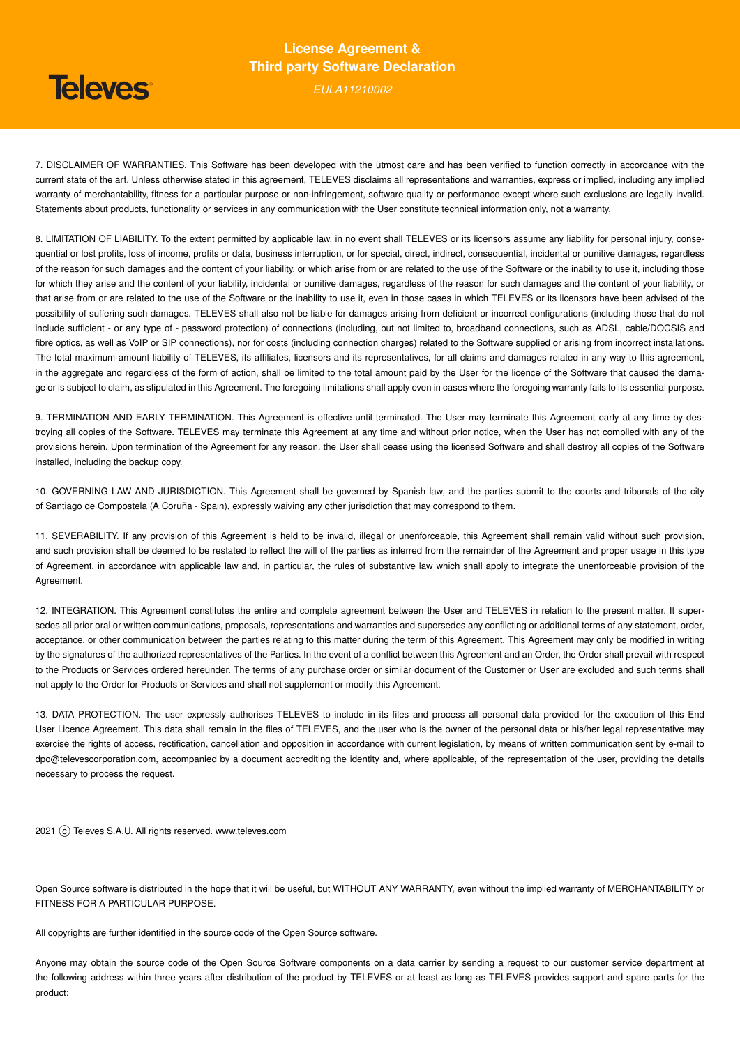7. DISCLAIMER OF WARRANTIES. This Software has been developed with the utmost care and has been verified to function correctly in accordance with the current state of the art. Unless otherwise stated in this agreement, TELEVES disclaims all representations and warranties, express or implied, including any implied warranty of merchantability, fitness for a particular purpose or non-infringement, software quality or performance except where such exclusions are legally invalid. Statements about products, functionality or services in any communication with the User constitute technical information only, not a warranty.

8. LIMITATION OF LIABILITY. To the extent permitted by applicable law, in no event shall TELEVES or its licensors assume any liability for personal injury, consequential or lost profits, loss of income, profits or data, business interruption, or for special, direct, indirect, consequential, incidental or punitive damages, regardless of the reason for such damages and the content of your liability, or which arise from or are related to the use of the Software or the inability to use it, including those for which they arise and the content of your liability, incidental or punitive damages, regardless of the reason for such damages and the content of your liability, or that arise from or are related to the use of the Software or the inability to use it, even in those cases in which TELEVES or its licensors have been advised of the possibility of suffering such damages. TELEVES shall also not be liable for damages arising from deficient or incorrect configurations (including those that do not include sufficient - or any type of - password protection) of connections (including, but not limited to, broadband connections, such as ADSL, cable/DOCSIS and fibre optics, as well as VoIP or SIP connections), nor for costs (including connection charges) related to the Software supplied or arising from incorrect installations. The total maximum amount liability of TELEVES, its affiliates, licensors and its representatives, for all claims and damages related in any way to this agreement, in the aggregate and regardless of the form of action, shall be limited to the total amount paid by the User for the licence of the Software that caused the damage or is subject to claim, as stipulated in this Agreement. The foregoing limitations shall apply even in cases where the foregoing warranty fails to its essential purpose.

9. TERMINATION AND EARLY TERMINATION. This Agreement is effective until terminated. The User may terminate this Agreement early at any time by destroying all copies of the Software. TELEVES may terminate this Agreement at any time and without prior notice, when the User has not complied with any of the provisions herein. Upon termination of the Agreement for any reason, the User shall cease using the licensed Software and shall destroy all copies of the Software installed, including the backup copy.

10. GOVERNING LAW AND JURISDICTION. This Agreement shall be governed by Spanish law, and the parties submit to the courts and tribunals of the city of Santiago de Compostela (A Coruña - Spain), expressly waiving any other jurisdiction that may correspond to them.

11. SEVERABILITY. If any provision of this Agreement is held to be invalid, illegal or unenforceable, this Agreement shall remain valid without such provision, and such provision shall be deemed to be restated to reflect the will of the parties as inferred from the remainder of the Agreement and proper usage in this type of Agreement, in accordance with applicable law and, in particular, the rules of substantive law which shall apply to integrate the unenforceable provision of the Agreement.

12. INTEGRATION. This Agreement constitutes the entire and complete agreement between the User and TELEVES in relation to the present matter. It supersedes all prior oral or written communications, proposals, representations and warranties and supersedes any conflicting or additional terms of any statement, order, acceptance, or other communication between the parties relating to this matter during the term of this Agreement. This Agreement may only be modified in writing by the signatures of the authorized representatives of the Parties. In the event of a conflict between this Agreement and an Order, the Order shall prevail with respect to the Products or Services ordered hereunder. The terms of any purchase order or similar document of the Customer or User are excluded and such terms shall not apply to the Order for Products or Services and shall not supplement or modify this Agreement.

13. DATA PROTECTION. The user expressly authorises TELEVES to include in its files and process all personal data provided for the execution of this End User Licence Agreement. This data shall remain in the files of TELEVES, and the user who is the owner of the personal data or his/her legal representative may exercise the rights of access, rectification, cancellation and opposition in accordance with current legislation, by means of written communication sent by e-mail to dpo@televescorporation.com, accompanied by a document accrediting the identity and, where applicable, of the representation of the user, providing the details necessary to process the request.

---

2021 © Televes S.A.U. All rights reserved. www.televes.com

---

Open Source software is distributed in the hope that it will be useful, but WITHOUT ANY WARRANTY, even without the implied warranty of MERCHANTABILITY or FITNESS FOR A PARTICULAR PURPOSE.

All copyrights are further identified in the source code of the Open Source software.

Anyone may obtain the source code of the Open Source Software components on a data carrier by sending a request to our customer service department at the following address within three years after distribution of the product by TELEVES or at least as long as TELEVES provides support and spare parts for the product: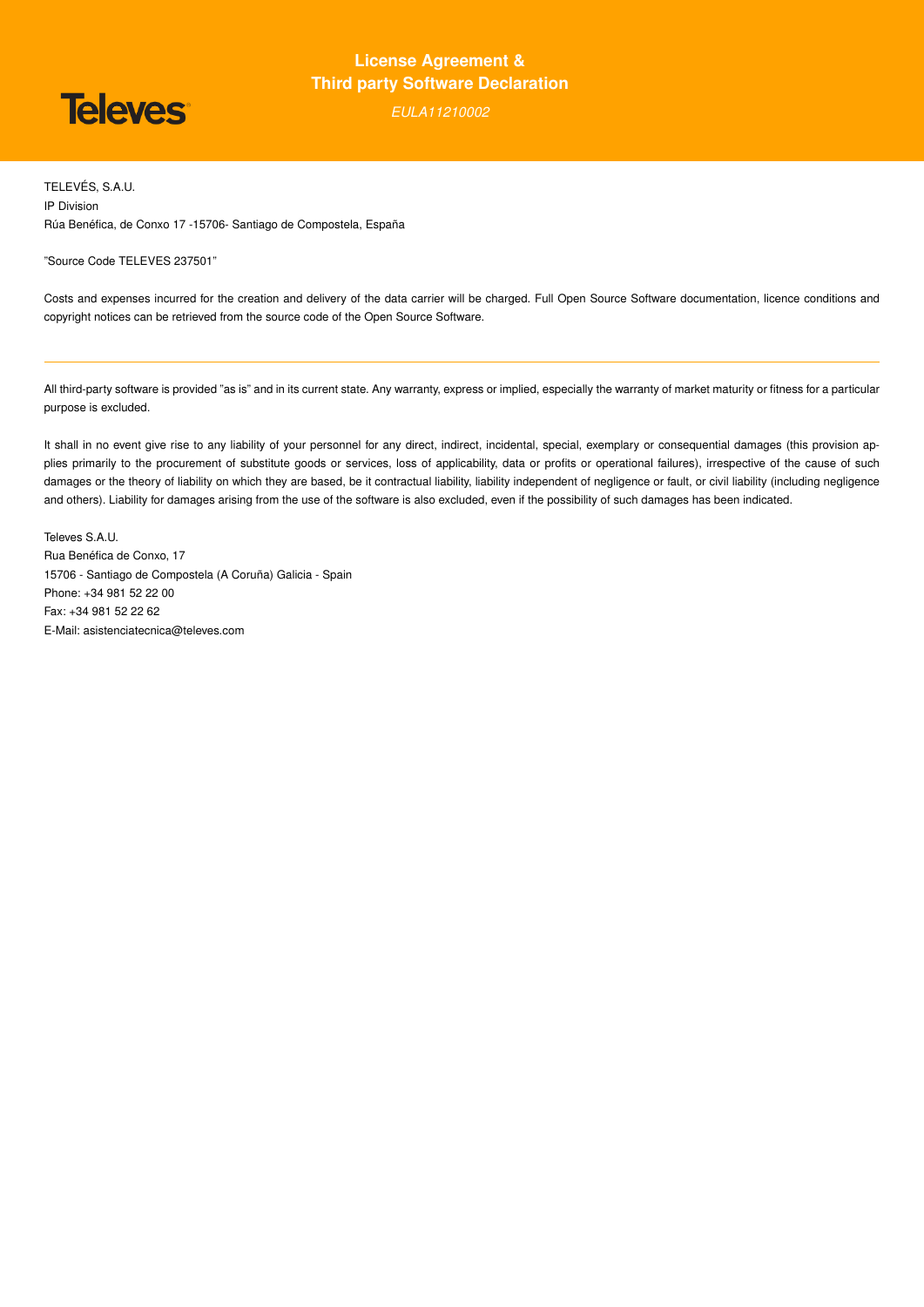# License Agreement & Third party Software Declaration

*EULA11210002*

TELEVÉS, S.A.U.
IP Division
Rúa Benéfica, de Conxo 17 -15706- Santiago de Compostela, España

"Source Code TELEVES 237501"

Costs and expenses incurred for the creation and delivery of the data carrier will be charged. Full Open Source Software documentation, licence conditions and copyright notices can be retrieved from the source code of the Open Source Software.

---

All third-party software is provided "as is" and in its current state. Any warranty, express or implied, especially the warranty of market maturity or fitness for a particular purpose is excluded.

It shall in no event give rise to any liability of your personnel for any direct, indirect, incidental, special, exemplary or consequential damages (this provision applies primarily to the procurement of substitute goods or services, loss of applicability, data or profits or operational failures), irrespective of the cause of such damages or the theory of liability on which they are based, be it contractual liability, liability independent of negligence or fault, or civil liability (including negligence and others). Liability for damages arising from the use of the software is also excluded, even if the possibility of such damages has been indicated.

Televes S.A.U.
Rua Benéfica de Conxo, 17
15706 - Santiago de Compostela (A Coruña) Galicia - Spain
Phone: +34 981 52 22 00
Fax: +34 981 52 22 62
E-Mail: asistenciatecnica@televes.com